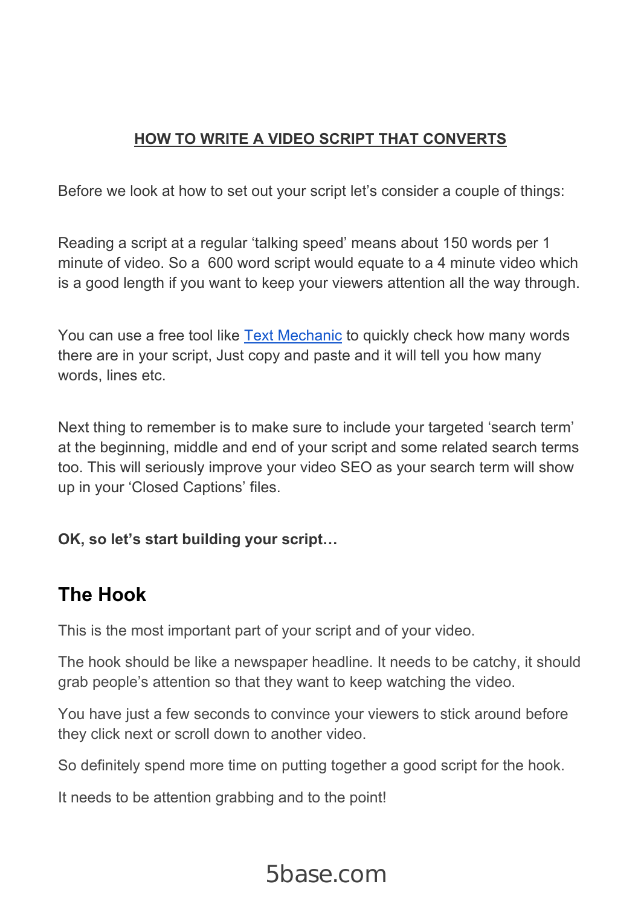# HOW TO WRITE A VIDEO SCRIPT THAT CONVERTS

Before we look at how to set out your script let's consider a couple of things:

Reading a script at a regular 'talking speed' means about 150 words per 1 minute of video. So a 600 word script would equate to a 4 minute video which is a good length if you want to keep your viewers attention all the way through.

You can use a free tool like [Text Mechanic] to quickly check how many words there are in your script, Just copy and paste and it will tell you how many words, lines etc.

Next thing to remember is to make sure to include your targeted 'search term' at the beginning, middle and end of your script and some related search terms too. This will seriously improve your video SEO as your search term will show up in your 'Closed Captions' files.

**OK, so let's start building your script…**

## The Hook

This is the most important part of your script and of your video.

The hook should be like a newspaper headline. It needs to be catchy, it should grab people's attention so that they want to keep watching the video.

You have just a few seconds to convince your viewers to stick around before they click next or scroll down to another video.

So definitely spend more time on putting together a good script for the hook.

It needs to be attention grabbing and to the point!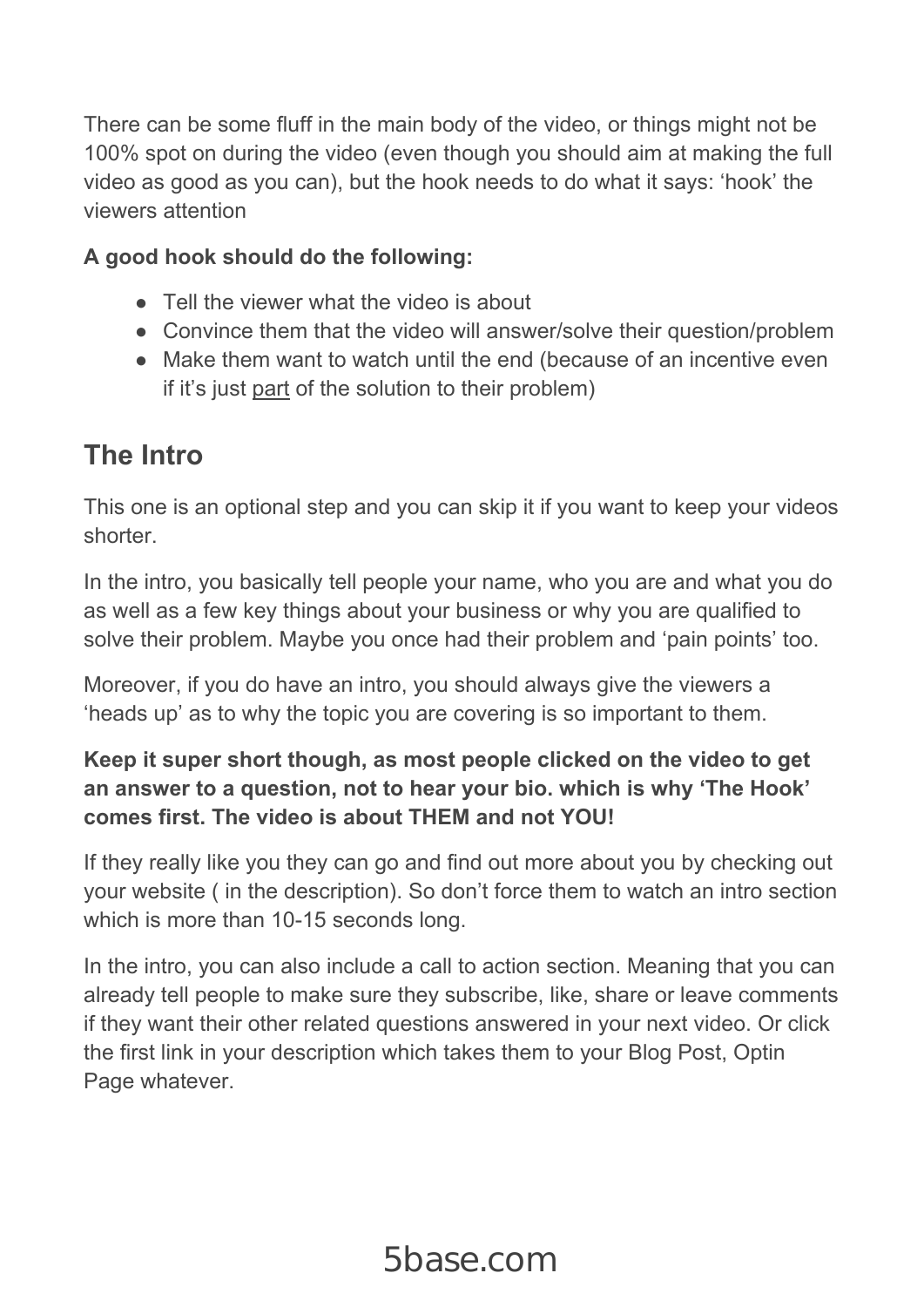There can be some fluff in the main body of the video, or things might not be 100% spot on during the video (even though you should aim at making the full video as good as you can), but the hook needs to do what it says: 'hook' the viewers attention

**A good hook should do the following:**

- Tell the viewer what the video is about
- Convince them that the video will answer/solve their question/problem
- Make them want to watch until the end (because of an incentive even if it's just <u>part</u> of the solution to their problem)

## The Intro

This one is an optional step and you can skip it if you want to keep your videos shorter.

In the intro, you basically tell people your name, who you are and what you do as well as a few key things about your business or why you are qualified to solve their problem. Maybe you once had their problem and 'pain points' too.

Moreover, if you do have an intro, you should always give the viewers a 'heads up' as to why the topic you are covering is so important to them.

**Keep it super short though, as most people clicked on the video to get an answer to a question, not to hear your bio. which is why 'The Hook' comes first. The video is about THEM and not YOU!**

If they really like you they can go and find out more about you by checking out your website ( in the description). So don't force them to watch an intro section which is more than 10-15 seconds long.

In the intro, you can also include a call to action section. Meaning that you can already tell people to make sure they subscribe, like, share or leave comments if they want their other related questions answered in your next video. Or click the first link in your description which takes them to your Blog Post, Optin Page whatever.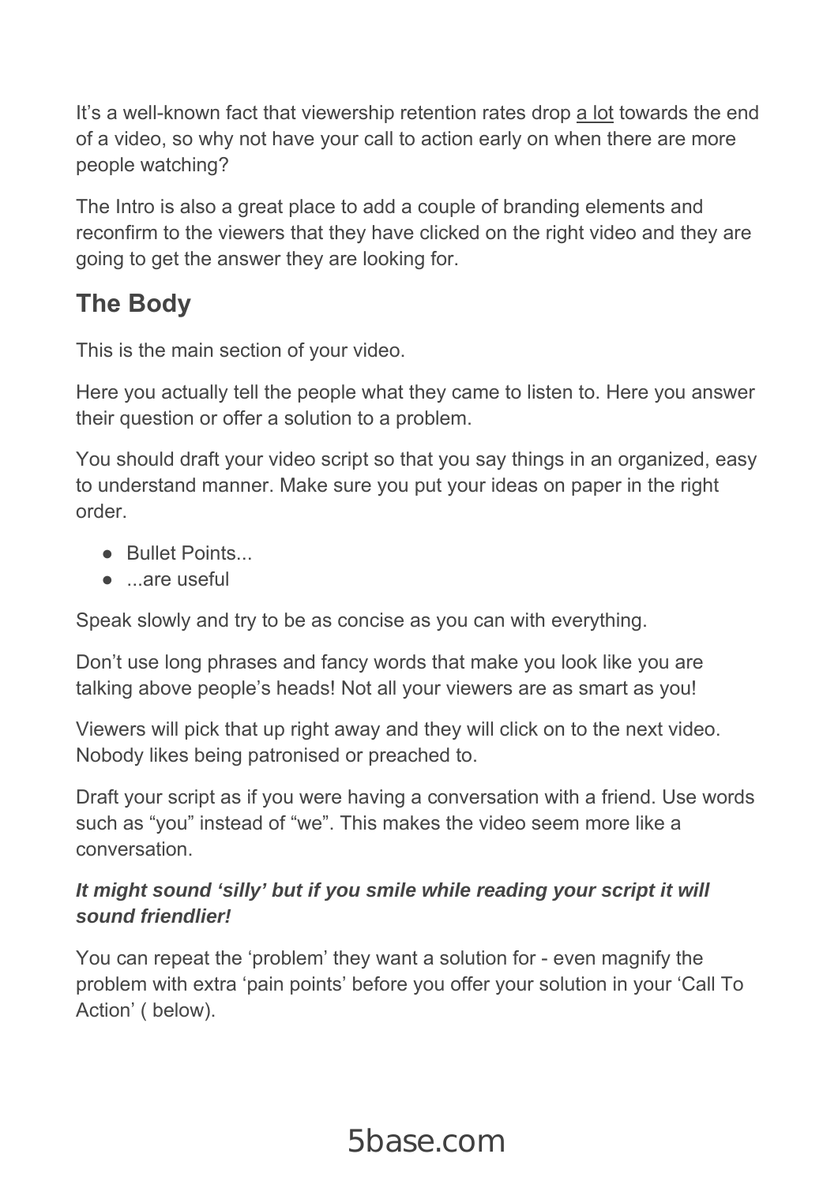It's a well-known fact that viewership retention rates drop a lot towards the end of a video, so why not have your call to action early on when there are more people watching?

The Intro is also a great place to add a couple of branding elements and reconfirm to the viewers that they have clicked on the right video and they are going to get the answer they are looking for.

## The Body

This is the main section of your video.

Here you actually tell the people what they came to listen to. Here you answer their question or offer a solution to a problem.

You should draft your video script so that you say things in an organized, easy to understand manner. Make sure you put your ideas on paper in the right order.

- Bullet Points...
- ...are useful

Speak slowly and try to be as concise as you can with everything.

Don't use long phrases and fancy words that make you look like you are talking above people's heads! Not all your viewers are as smart as you!

Viewers will pick that up right away and they will click on to the next video. Nobody likes being patronised or preached to.

Draft your script as if you were having a conversation with a friend. Use words such as "you" instead of "we". This makes the video seem more like a conversation.

***It might sound 'silly' but if you smile while reading your script it will sound friendlier!***

You can repeat the 'problem' they want a solution for - even magnify the problem with extra 'pain points' before you offer your solution in your 'Call To Action' ( below).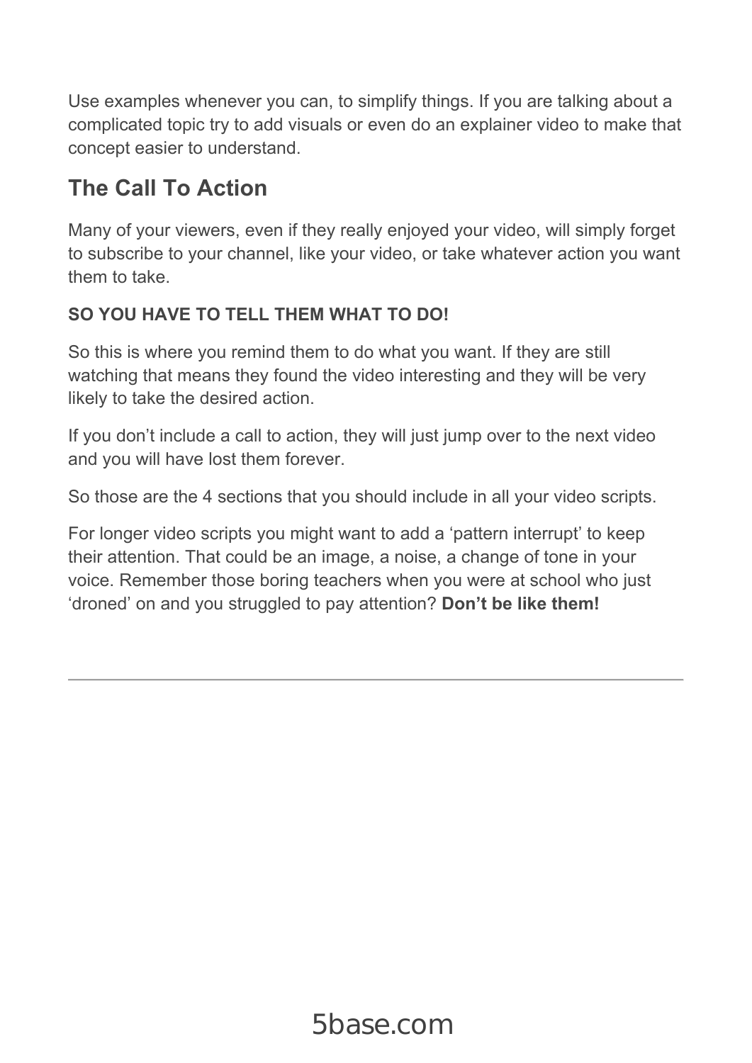Use examples whenever you can, to simplify things. If you are talking about a complicated topic try to add visuals or even do an explainer video to make that concept easier to understand.

## The Call To Action

Many of your viewers, even if they really enjoyed your video, will simply forget to subscribe to your channel, like your video, or take whatever action you want them to take.

**SO YOU HAVE TO TELL THEM WHAT TO DO!**

So this is where you remind them to do what you want. If they are still watching that means they found the video interesting and they will be very likely to take the desired action.

If you don't include a call to action, they will just jump over to the next video and you will have lost them forever.

So those are the 4 sections that you should include in all your video scripts.

For longer video scripts you might want to add a 'pattern interrupt' to keep their attention. That could be an image, a noise, a change of tone in your voice. Remember those boring teachers when you were at school who just 'droned' on and you struggled to pay attention? **Don't be like them!**

---